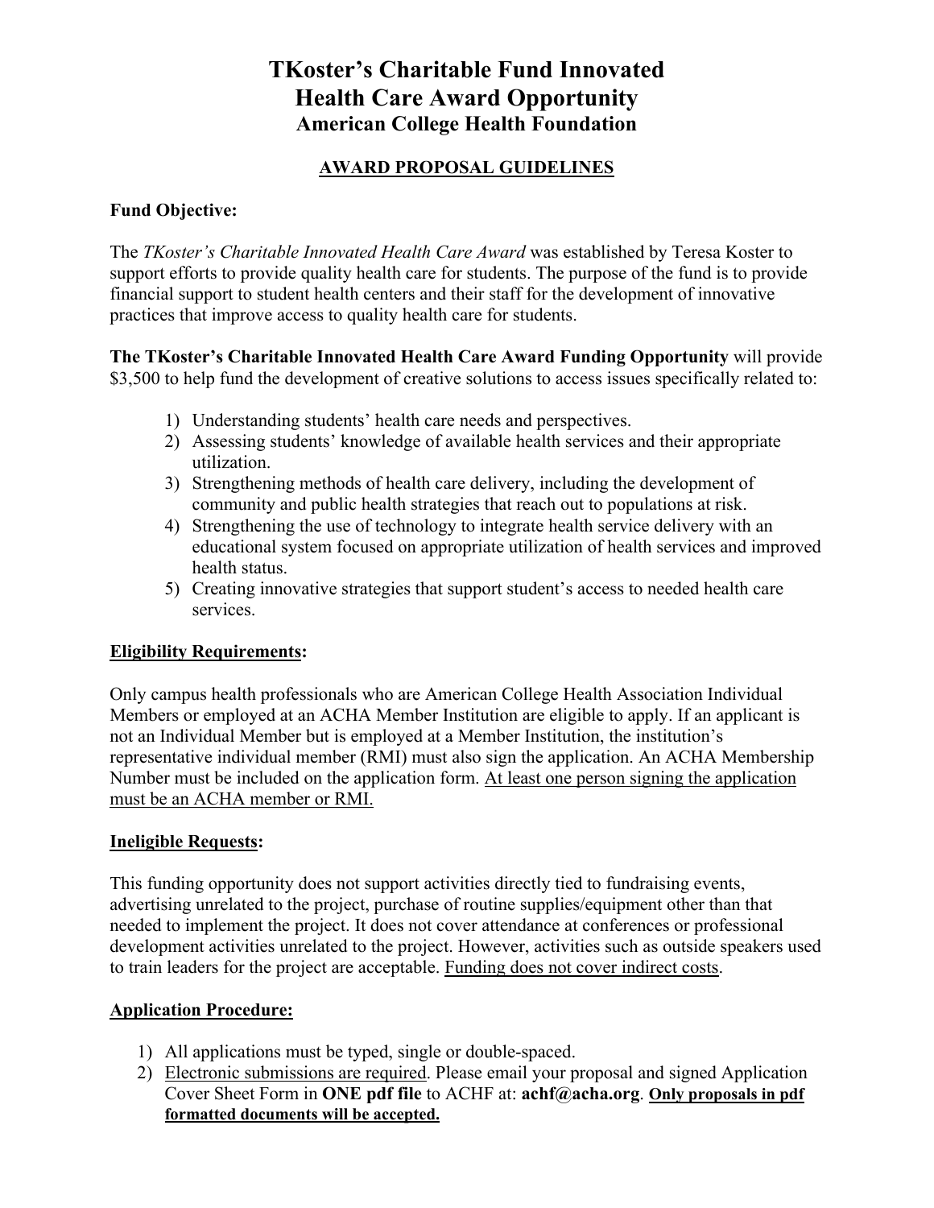# TKoster's Charitable Fund Innovated Health Care Award Opportunity

## American College Health Foundation

### AWARD PROPOSAL GUIDELINES

**Fund Objective:**

The *TKoster's Charitable Innovated Health Care Award* was established by Teresa Koster to support efforts to provide quality health care for students. The purpose of the fund is to provide financial support to student health centers and their staff for the development of innovative practices that improve access to quality health care for students.

**The TKoster's Charitable Innovated Health Care Award Funding Opportunity** will provide $3,500 to help fund the development of creative solutions to access issues specifically related to:

1) Understanding students' health care needs and perspectives.
2) Assessing students' knowledge of available health services and their appropriate utilization.
3) Strengthening methods of health care delivery, including the development of community and public health strategies that reach out to populations at risk.
4) Strengthening the use of technology to integrate health service delivery with an educational system focused on appropriate utilization of health services and improved health status.
5) Creating innovative strategies that support student's access to needed health care services.

**Eligibility Requirements:**

Only campus health professionals who are American College Health Association Individual Members or employed at an ACHA Member Institution are eligible to apply. If an applicant is not an Individual Member but is employed at a Member Institution, the institution's representative individual member (RMI) must also sign the application. An ACHA Membership Number must be included on the application form. At least one person signing the application must be an ACHA member or RMI.

**Ineligible Requests:**

This funding opportunity does not support activities directly tied to fundraising events, advertising unrelated to the project, purchase of routine supplies/equipment other than that needed to implement the project. It does not cover attendance at conferences or professional development activities unrelated to the project. However, activities such as outside speakers used to train leaders for the project are acceptable. Funding does not cover indirect costs.

**Application Procedure:**

1) All applications must be typed, single or double-spaced.
2) Electronic submissions are required. Please email your proposal and signed Application Cover Sheet Form in **ONE pdf file** to ACHF at: **achf@acha.org**. **Only proposals in pdf formatted documents will be accepted.**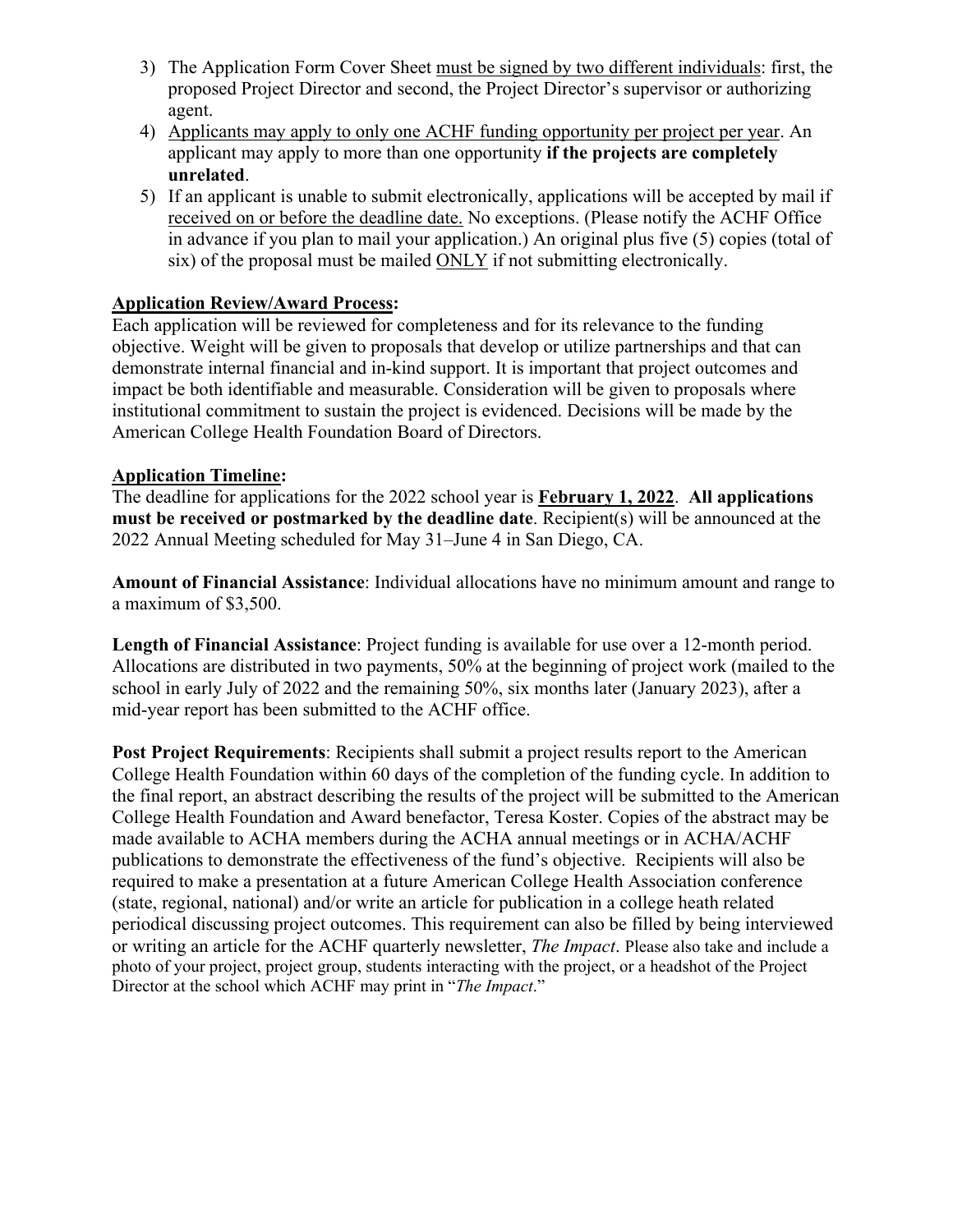3) The Application Form Cover Sheet must be signed by two different individuals: first, the proposed Project Director and second, the Project Director's supervisor or authorizing agent.
4) Applicants may apply to only one ACHF funding opportunity per project per year. An applicant may apply to more than one opportunity **if the projects are completely unrelated**.
5) If an applicant is unable to submit electronically, applications will be accepted by mail if received on or before the deadline date. No exceptions. (Please notify the ACHF Office in advance if you plan to mail your application.) An original plus five (5) copies (total of six) of the proposal must be mailed ONLY if not submitting electronically.

**Application Review/Award Process:**
Each application will be reviewed for completeness and for its relevance to the funding objective. Weight will be given to proposals that develop or utilize partnerships and that can demonstrate internal financial and in-kind support. It is important that project outcomes and impact be both identifiable and measurable. Consideration will be given to proposals where institutional commitment to sustain the project is evidenced. Decisions will be made by the American College Health Foundation Board of Directors.

**Application Timeline:**
The deadline for applications for the 2022 school year is **February 1, 2022**. **All applications must be received or postmarked by the deadline date**. Recipient(s) will be announced at the 2022 Annual Meeting scheduled for May 31–June 4 in San Diego, CA.

**Amount of Financial Assistance**: Individual allocations have no minimum amount and range to a maximum of $3,500.

**Length of Financial Assistance**: Project funding is available for use over a 12-month period. Allocations are distributed in two payments, 50% at the beginning of project work (mailed to the school in early July of 2022 and the remaining 50%, six months later (January 2023), after a mid-year report has been submitted to the ACHF office.

**Post Project Requirements**: Recipients shall submit a project results report to the American College Health Foundation within 60 days of the completion of the funding cycle. In addition to the final report, an abstract describing the results of the project will be submitted to the American College Health Foundation and Award benefactor, Teresa Koster. Copies of the abstract may be made available to ACHA members during the ACHA annual meetings or in ACHA/ACHF publications to demonstrate the effectiveness of the fund's objective. Recipients will also be required to make a presentation at a future American College Health Association conference (state, regional, national) and/or write an article for publication in a college heath related periodical discussing project outcomes. This requirement can also be filled by being interviewed or writing an article for the ACHF quarterly newsletter, *The Impact*. Please also take and include a photo of your project, project group, students interacting with the project, or a headshot of the Project Director at the school which ACHF may print in "*The Impact*."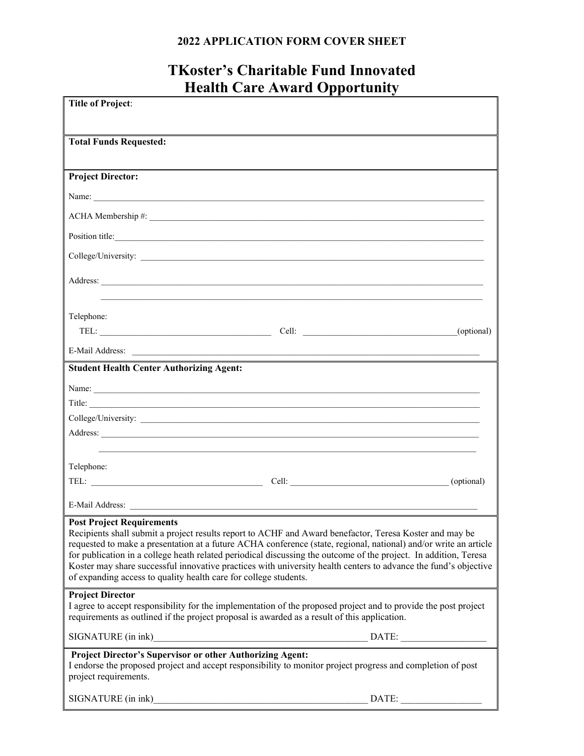**2022 APPLICATION FORM COVER SHEET**

# TKoster's Charitable Fund Innovated Health Care Award Opportunity

**Title of Project**:

**Total Funds Requested:**

**Project Director:**

Name: ______________________________

ACHA Membership #: ______________________________

Position title: ______________________________

College/University: ______________________________

Address: ______________________________

______________________________

Telephone:

TEL: ______________________ Cell: ______________________(optional)

E-Mail Address: ______________________________

**Student Health Center Authorizing Agent:**

Name: ______________________________

Title: ______________________________

College/University: ______________________________

Address: ______________________________

______________________________

Telephone:

TEL: ______________________ Cell: ______________________ (optional)

E-Mail Address: ______________________________

**Post Project Requirements**

Recipients shall submit a project results report to ACHF and Award benefactor, Teresa Koster and may be requested to make a presentation at a future ACHA conference (state, regional, national) and/or write an article for publication in a college heath related periodical discussing the outcome of the project. In addition, Teresa Koster may share successful innovative practices with university health centers to advance the fund's objective of expanding access to quality health care for college students.

**Project Director**

I agree to accept responsibility for the implementation of the proposed project and to provide the post project requirements as outlined if the project proposal is awarded as a result of this application.

SIGNATURE (in ink)______________________________ DATE: ______________

**Project Director's Supervisor or other Authorizing Agent:**

I endorse the proposed project and accept responsibility to monitor project progress and completion of post project requirements.

SIGNATURE (in ink)______________________________ DATE: ______________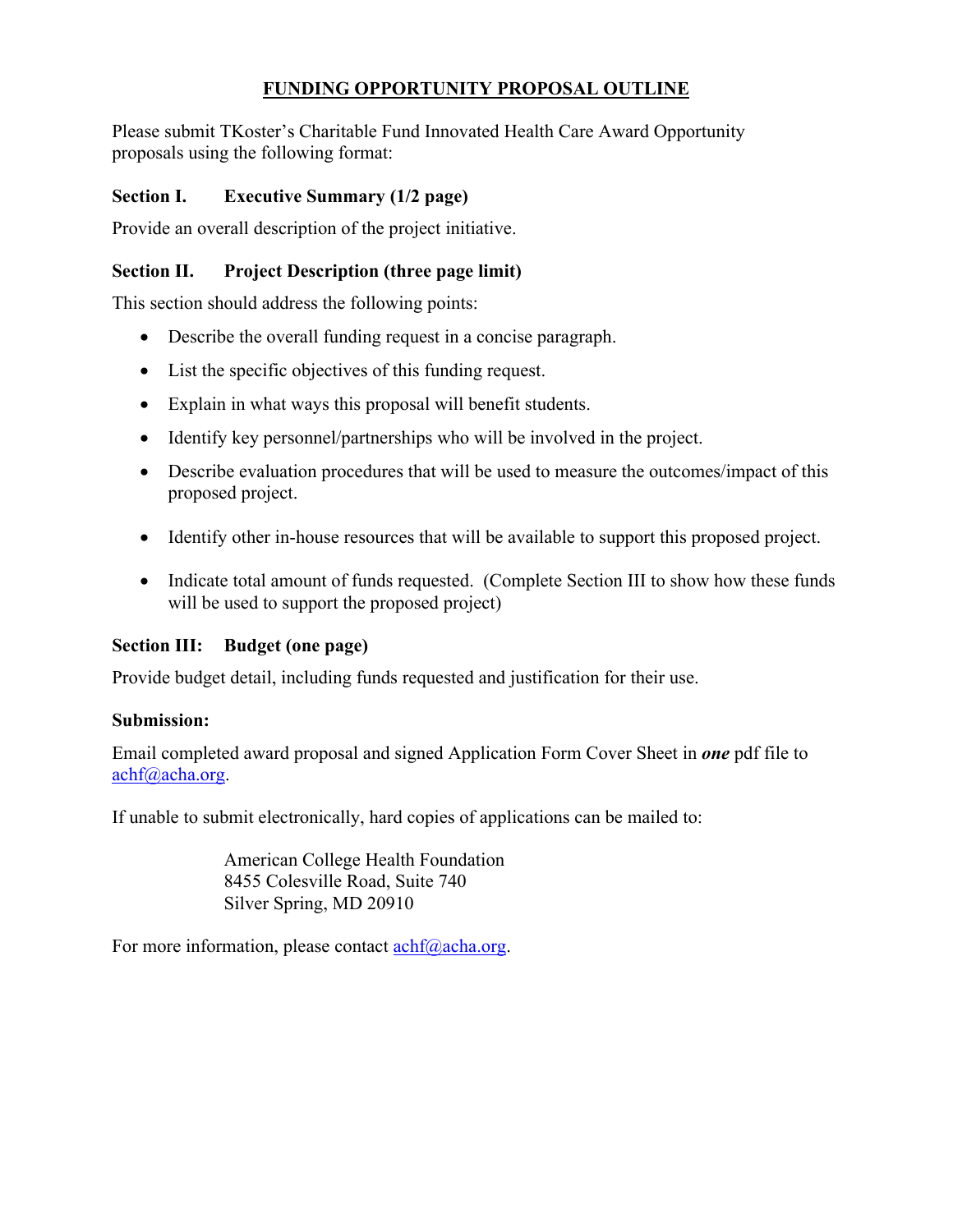# FUNDING OPPORTUNITY PROPOSAL OUTLINE

Please submit TKoster's Charitable Fund Innovated Health Care Award Opportunity proposals using the following format:

### Section I. Executive Summary (1/2 page)

Provide an overall description of the project initiative.

### Section II. Project Description (three page limit)

This section should address the following points:

- Describe the overall funding request in a concise paragraph.
- List the specific objectives of this funding request.
- Explain in what ways this proposal will benefit students.
- Identify key personnel/partnerships who will be involved in the project.
- Describe evaluation procedures that will be used to measure the outcomes/impact of this proposed project.
- Identify other in-house resources that will be available to support this proposed project.
- Indicate total amount of funds requested. (Complete Section III to show how these funds will be used to support the proposed project)

### Section III: Budget (one page)

Provide budget detail, including funds requested and justification for their use.

### Submission:

Email completed award proposal and signed Application Form Cover Sheet in ***one*** pdf file to achf@acha.org.

If unable to submit electronically, hard copies of applications can be mailed to:

American College Health Foundation
8455 Colesville Road, Suite 740
Silver Spring, MD 20910

For more information, please contact achf@acha.org.